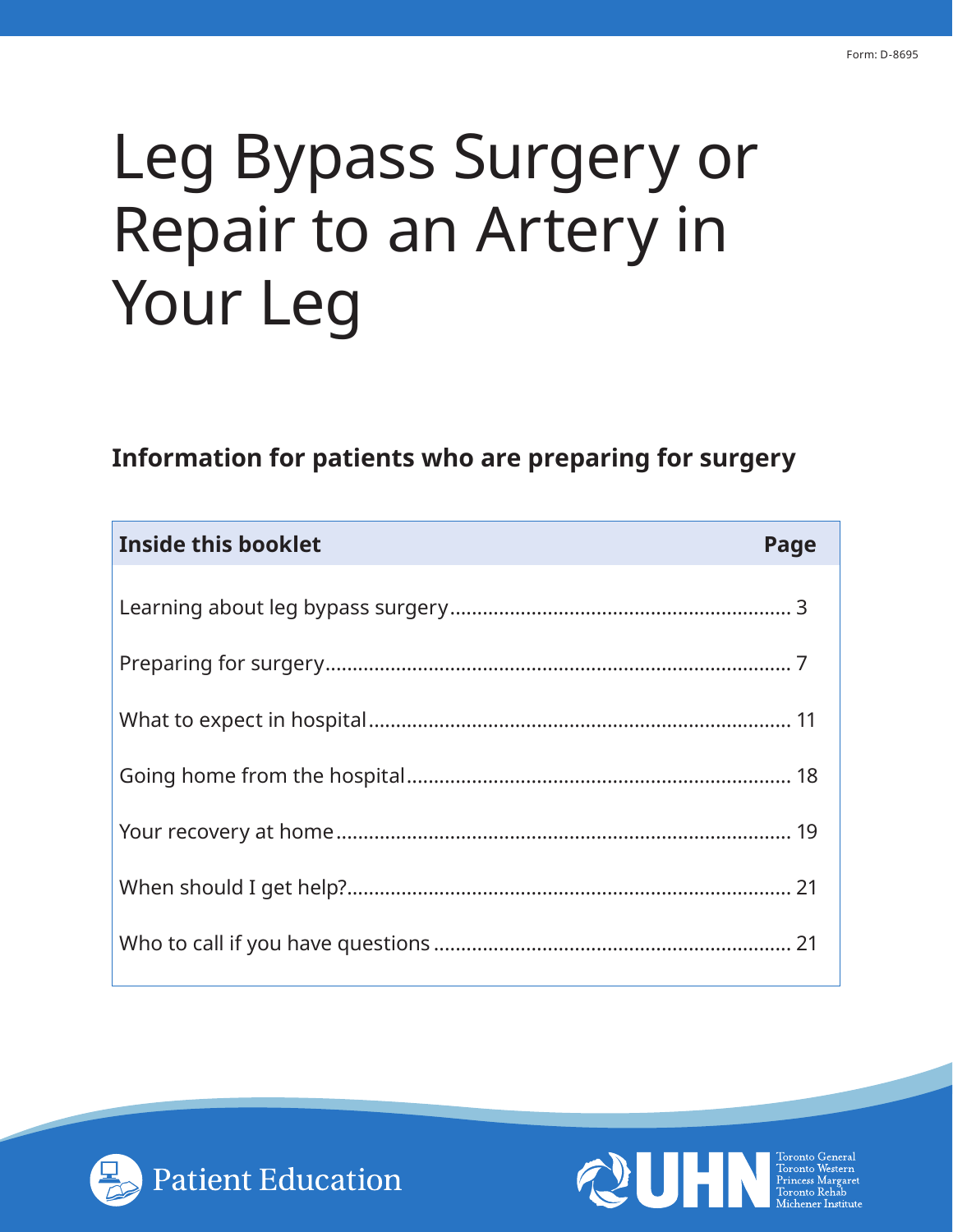Form: D-8695

# Leg Bypass Surgery or Repair to an Artery in Your Leg

**Information for patients who are preparing for surgery**

| Inside this booklet | Page |
|---|---|
| Learning about leg bypass surgery | 3 |
| Preparing for surgery | 7 |
| What to expect in hospital | 11 |
| Going home from the hospital | 18 |
| Your recovery at home | 19 |
| When should I get help? | 21 |
| Who to call if you have questions | 21 |

Patient Education

UHN
Toronto General
Toronto Western
Princess Margaret
Toronto Rehab
Michener Institute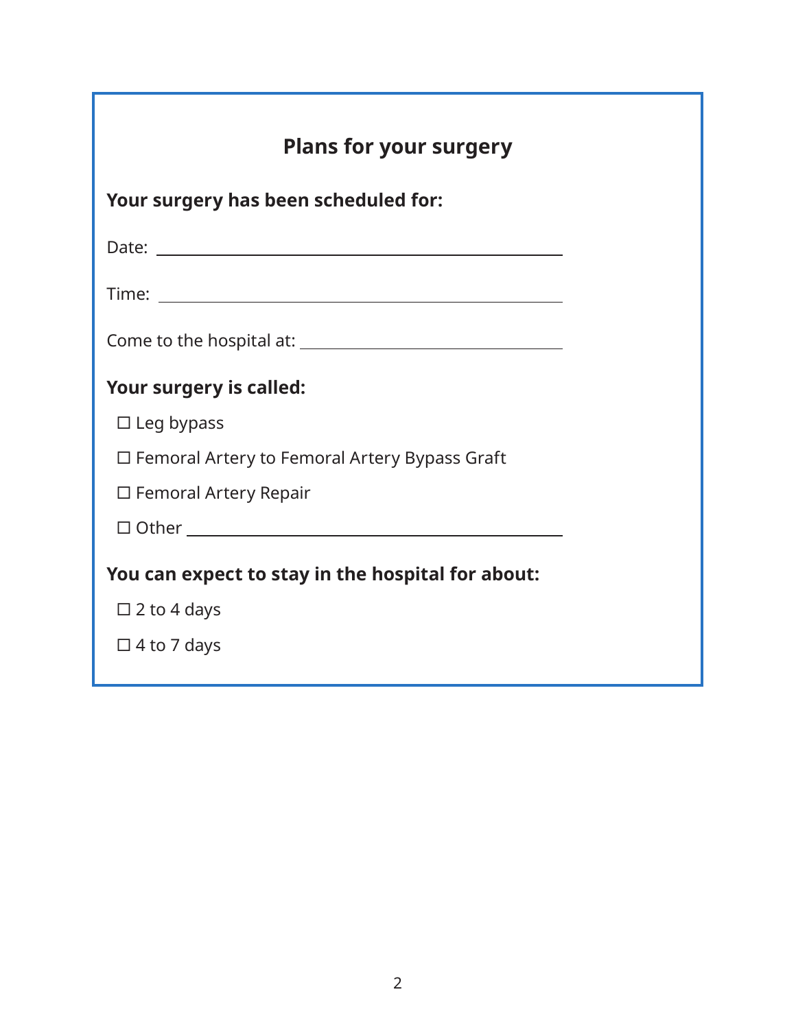## Plans for your surgery

**Your surgery has been scheduled for:**

Date: ____________________________________________

Time: ____________________________________________

Come to the hospital at: ____________________________

**Your surgery is called:**

- ☐ Leg bypass
- ☐ Femoral Artery to Femoral Artery Bypass Graft
- ☐ Femoral Artery Repair
- ☐ Other ________________________________________

**You can expect to stay in the hospital for about:**

- ☐ 2 to 4 days
- ☐ 4 to 7 days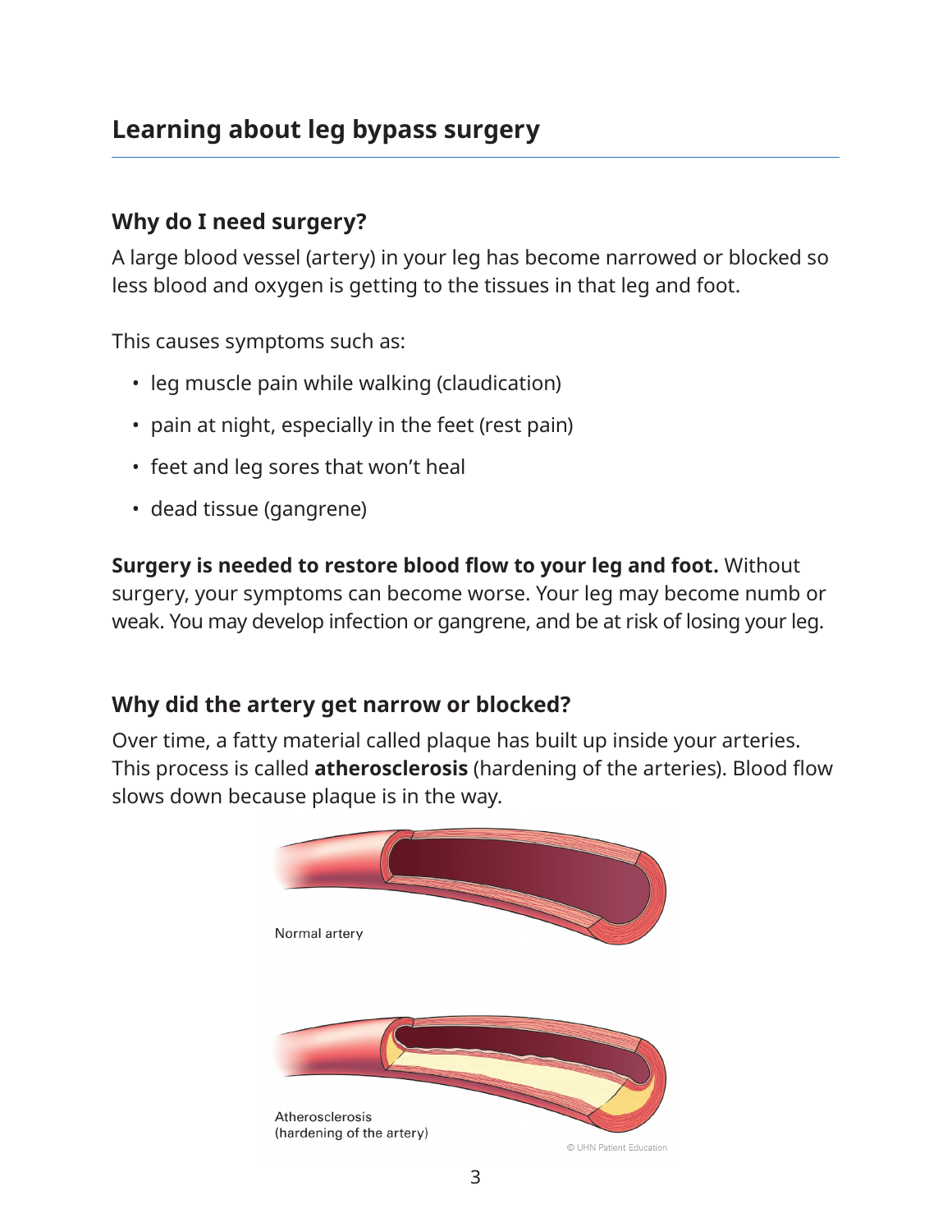## Learning about leg bypass surgery

### Why do I need surgery?

A large blood vessel (artery) in your leg has become narrowed or blocked so less blood and oxygen is getting to the tissues in that leg and foot.

This causes symptoms such as:

- leg muscle pain while walking (claudication)
- pain at night, especially in the feet (rest pain)
- feet and leg sores that won't heal
- dead tissue (gangrene)

**Surgery is needed to restore blood flow to your leg and foot.** Without surgery, your symptoms can become worse. Your leg may become numb or weak. You may develop infection or gangrene, and be at risk of losing your leg.

### Why did the artery get narrow or blocked?

Over time, a fatty material called plaque has built up inside your arteries. This process is called **atherosclerosis** (hardening of the arteries). Blood flow slows down because plaque is in the way.

Normal artery

Atherosclerosis
(hardening of the artery)

© UHN Patient Education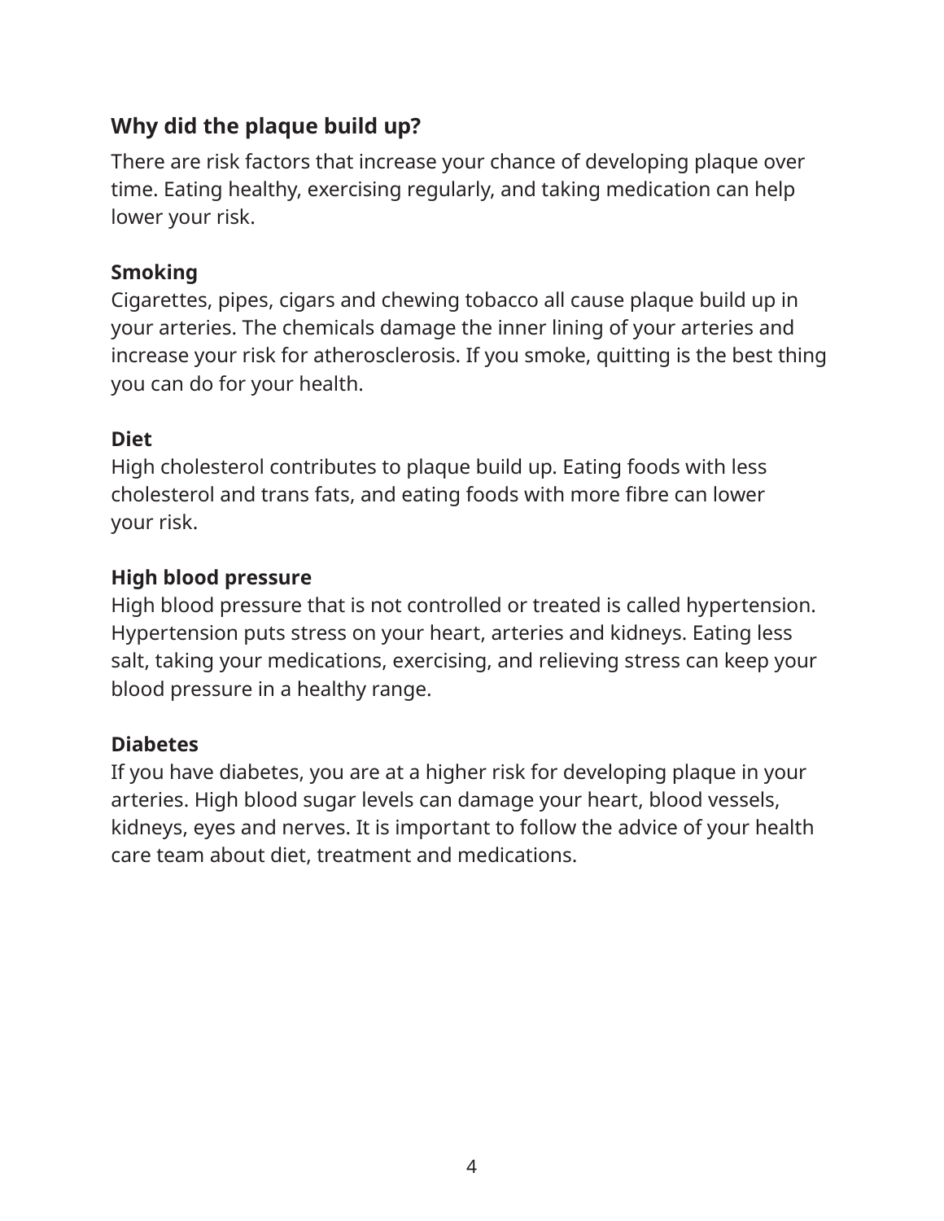## Why did the plaque build up?

There are risk factors that increase your chance of developing plaque over time. Eating healthy, exercising regularly, and taking medication can help lower your risk.

**Smoking**
Cigarettes, pipes, cigars and chewing tobacco all cause plaque build up in your arteries. The chemicals damage the inner lining of your arteries and increase your risk for atherosclerosis. If you smoke, quitting is the best thing you can do for your health.

**Diet**
High cholesterol contributes to plaque build up. Eating foods with less cholesterol and trans fats, and eating foods with more fibre can lower your risk.

**High blood pressure**
High blood pressure that is not controlled or treated is called hypertension. Hypertension puts stress on your heart, arteries and kidneys. Eating less salt, taking your medications, exercising, and relieving stress can keep your blood pressure in a healthy range.

**Diabetes**
If you have diabetes, you are at a higher risk for developing plaque in your arteries. High blood sugar levels can damage your heart, blood vessels, kidneys, eyes and nerves. It is important to follow the advice of your health care team about diet, treatment and medications.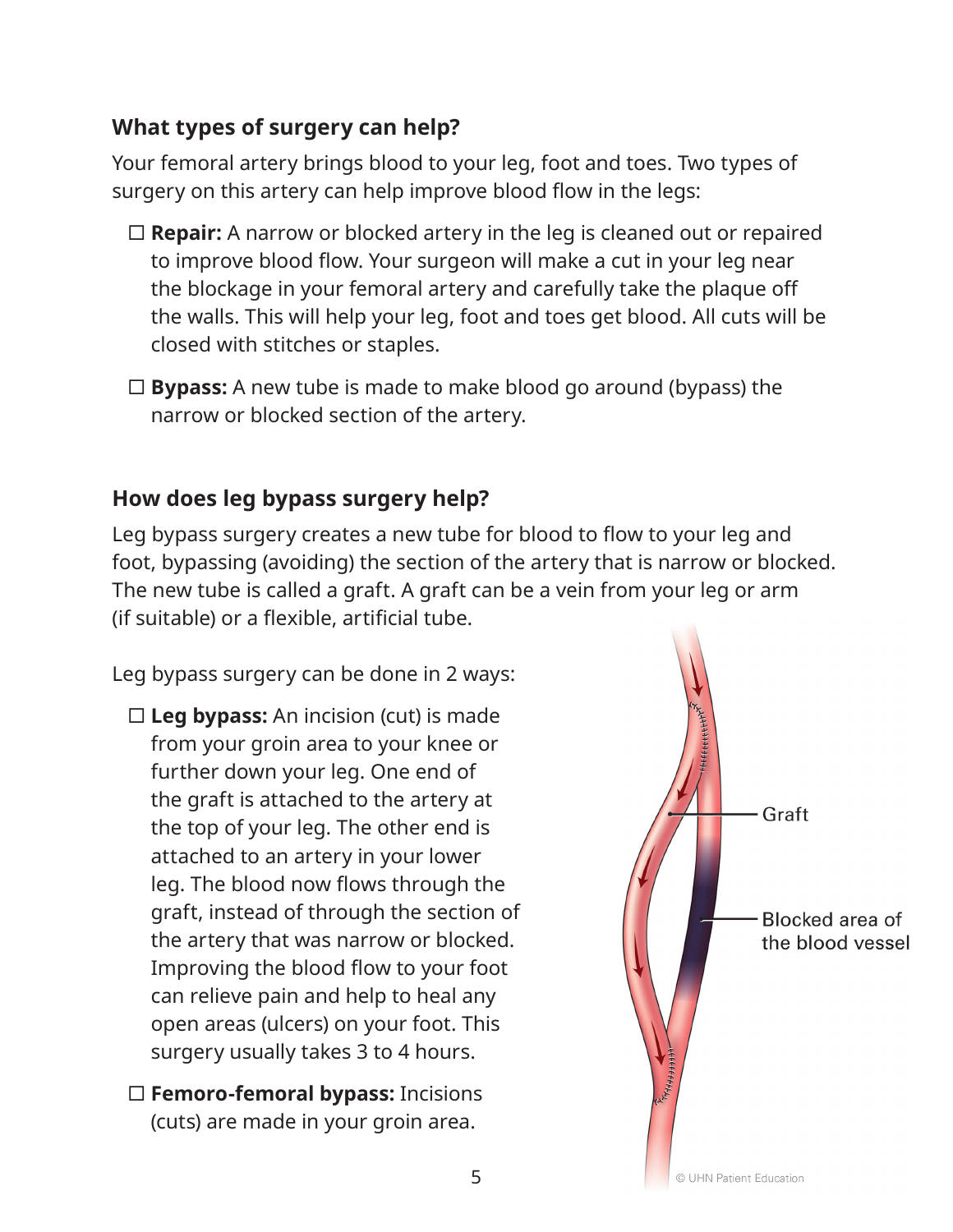## What types of surgery can help?

Your femoral artery brings blood to your leg, foot and toes. Two types of surgery on this artery can help improve blood flow in the legs:

- ☐ **Repair:** A narrow or blocked artery in the leg is cleaned out or repaired to improve blood flow. Your surgeon will make a cut in your leg near the blockage in your femoral artery and carefully take the plaque off the walls. This will help your leg, foot and toes get blood. All cuts will be closed with stitches or staples.
- ☐ **Bypass:** A new tube is made to make blood go around (bypass) the narrow or blocked section of the artery.

## How does leg bypass surgery help?

Leg bypass surgery creates a new tube for blood to flow to your leg and foot, bypassing (avoiding) the section of the artery that is narrow or blocked. The new tube is called a graft. A graft can be a vein from your leg or arm (if suitable) or a flexible, artificial tube.

Leg bypass surgery can be done in 2 ways:

- ☐ **Leg bypass:** An incision (cut) is made from your groin area to your knee or further down your leg. One end of the graft is attached to the artery at the top of your leg. The other end is attached to an artery in your lower leg. The blood now flows through the graft, instead of through the section of the artery that was narrow or blocked. Improving the blood flow to your foot can relieve pain and help to heal any open areas (ulcers) on your foot. This surgery usually takes 3 to 4 hours.
- ☐ **Femoro-femoral bypass:** Incisions (cuts) are made in your groin area.

Graft

Blocked area of the blood vessel

© UHN Patient Education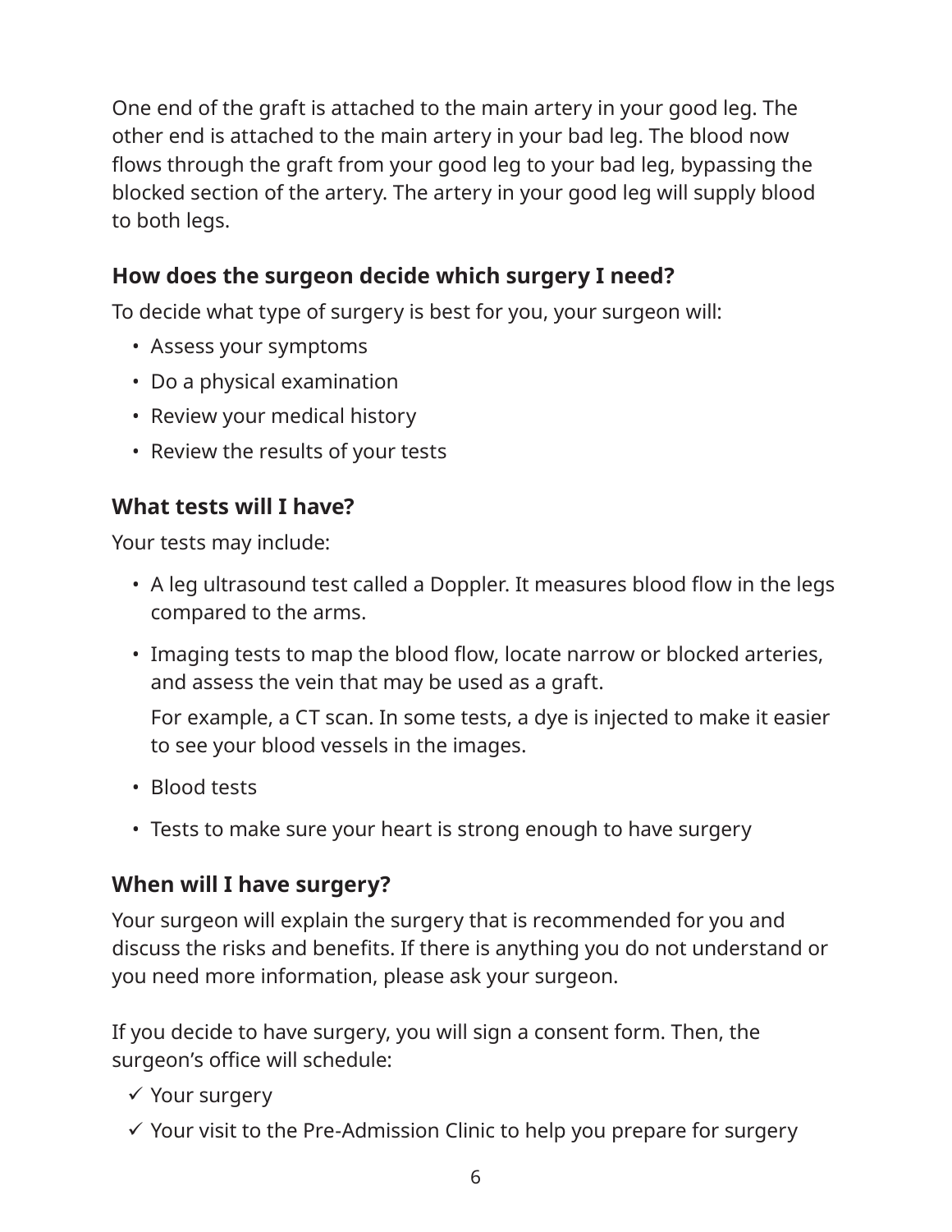One end of the graft is attached to the main artery in your good leg. The other end is attached to the main artery in your bad leg. The blood now flows through the graft from your good leg to your bad leg, bypassing the blocked section of the artery. The artery in your good leg will supply blood to both legs.

### How does the surgeon decide which surgery I need?

To decide what type of surgery is best for you, your surgeon will:

- Assess your symptoms
- Do a physical examination
- Review your medical history
- Review the results of your tests

### What tests will I have?

Your tests may include:

- A leg ultrasound test called a Doppler. It measures blood flow in the legs compared to the arms.
- Imaging tests to map the blood flow, locate narrow or blocked arteries, and assess the vein that may be used as a graft.

  For example, a CT scan. In some tests, a dye is injected to make it easier to see your blood vessels in the images.
- Blood tests
- Tests to make sure your heart is strong enough to have surgery

### When will I have surgery?

Your surgeon will explain the surgery that is recommended for you and discuss the risks and benefits. If there is anything you do not understand or you need more information, please ask your surgeon.

If you decide to have surgery, you will sign a consent form. Then, the surgeon's office will schedule:

- ✓ Your surgery
- ✓ Your visit to the Pre-Admission Clinic to help you prepare for surgery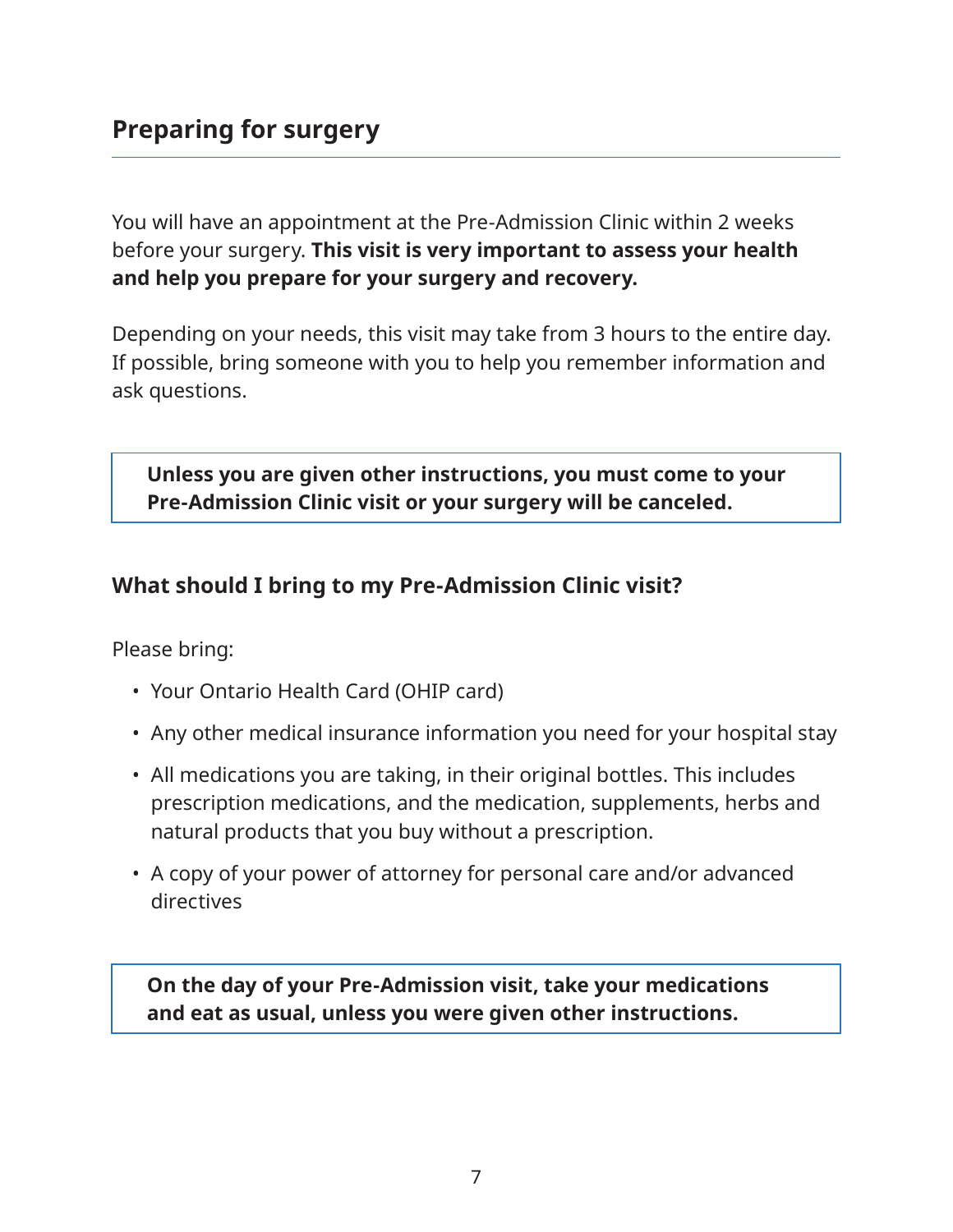## Preparing for surgery

You will have an appointment at the Pre-Admission Clinic within 2 weeks before your surgery. **This visit is very important to assess your health and help you prepare for your surgery and recovery.**

Depending on your needs, this visit may take from 3 hours to the entire day. If possible, bring someone with you to help you remember information and ask questions.

> **Unless you are given other instructions, you must come to your Pre-Admission Clinic visit or your surgery will be canceled.**

### What should I bring to my Pre-Admission Clinic visit?

Please bring:

- Your Ontario Health Card (OHIP card)
- Any other medical insurance information you need for your hospital stay
- All medications you are taking, in their original bottles. This includes prescription medications, and the medication, supplements, herbs and natural products that you buy without a prescription.
- A copy of your power of attorney for personal care and/or advanced directives

> **On the day of your Pre-Admission visit, take your medications and eat as usual, unless you were given other instructions.**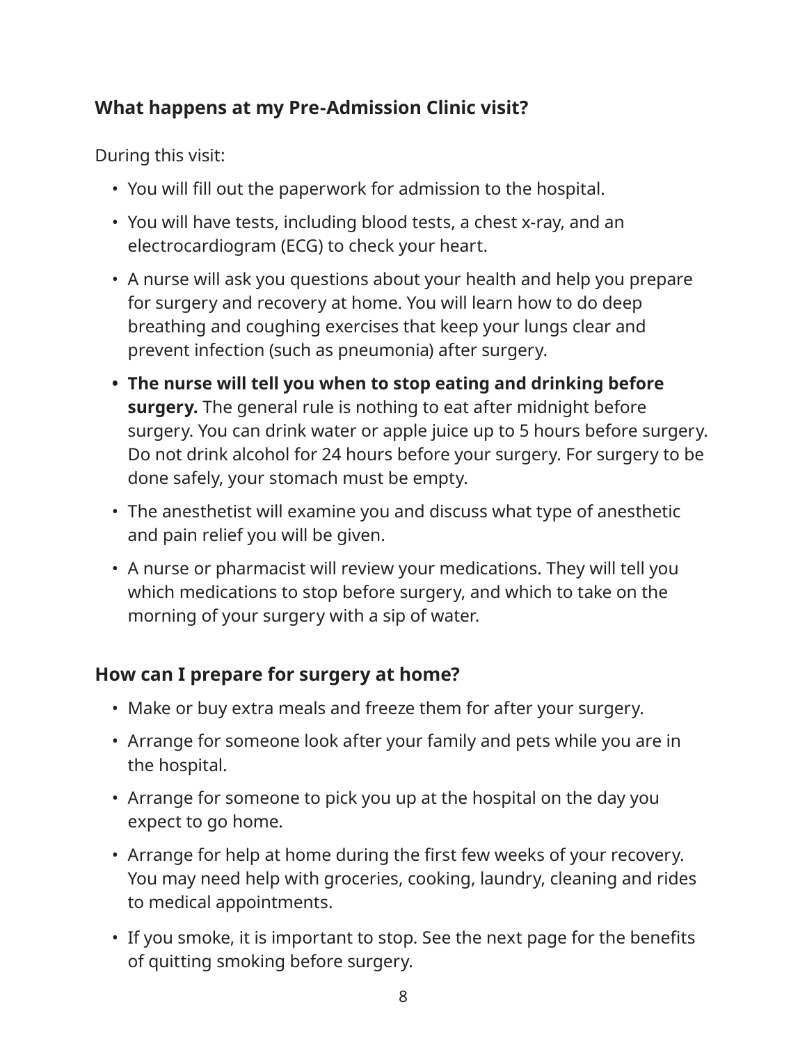### What happens at my Pre-Admission Clinic visit?

During this visit:

- You will fill out the paperwork for admission to the hospital.
- You will have tests, including blood tests, a chest x-ray, and an electrocardiogram (ECG) to check your heart.
- A nurse will ask you questions about your health and help you prepare for surgery and recovery at home. You will learn how to do deep breathing and coughing exercises that keep your lungs clear and prevent infection (such as pneumonia) after surgery.
- **The nurse will tell you when to stop eating and drinking before surgery.** The general rule is nothing to eat after midnight before surgery. You can drink water or apple juice up to 5 hours before surgery. Do not drink alcohol for 24 hours before your surgery. For surgery to be done safely, your stomach must be empty.
- The anesthetist will examine you and discuss what type of anesthetic and pain relief you will be given.
- A nurse or pharmacist will review your medications. They will tell you which medications to stop before surgery, and which to take on the morning of your surgery with a sip of water.

### How can I prepare for surgery at home?

- Make or buy extra meals and freeze them for after your surgery.
- Arrange for someone look after your family and pets while you are in the hospital.
- Arrange for someone to pick you up at the hospital on the day you expect to go home.
- Arrange for help at home during the first few weeks of your recovery. You may need help with groceries, cooking, laundry, cleaning and rides to medical appointments.
- If you smoke, it is important to stop. See the next page for the benefits of quitting smoking before surgery.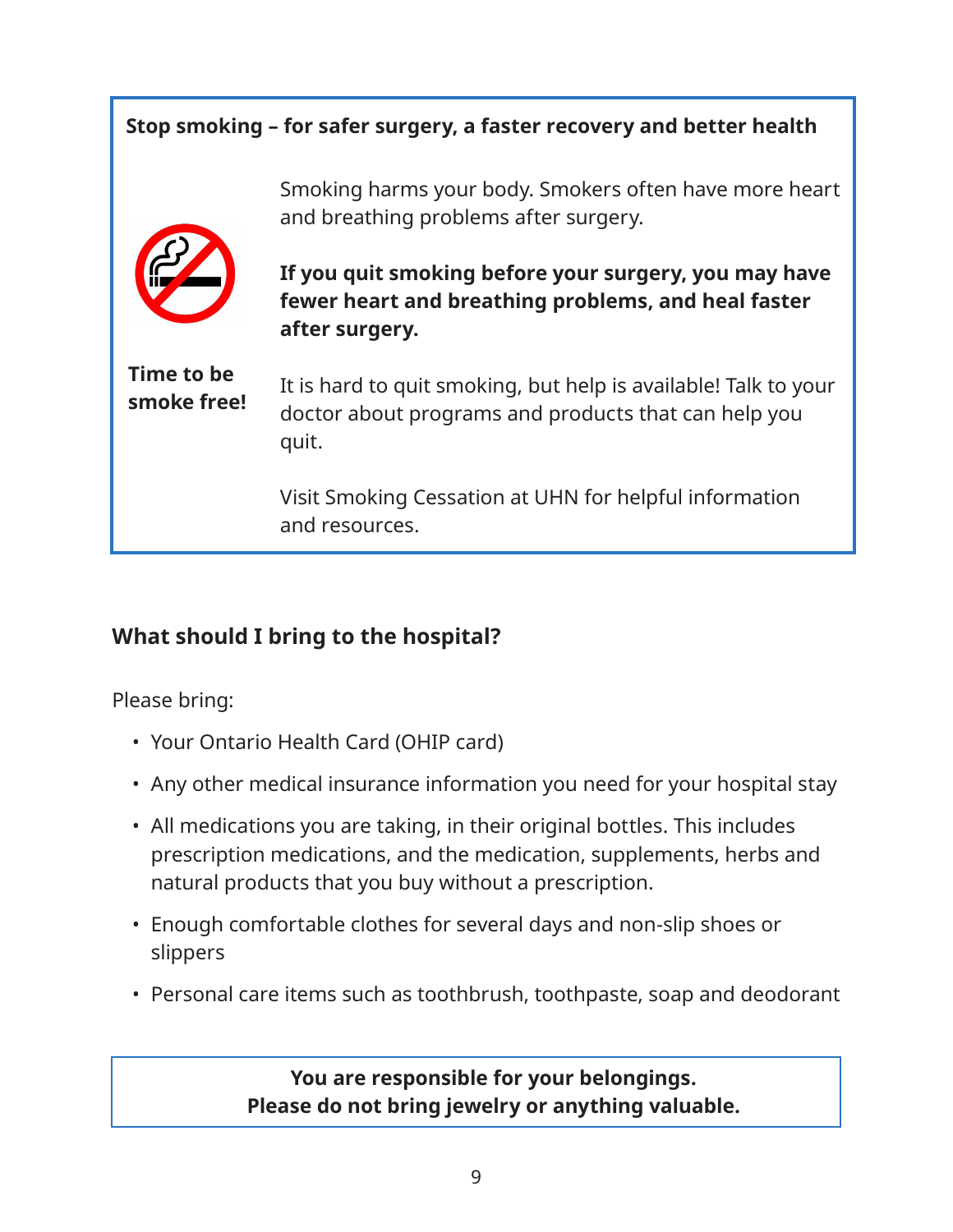**Stop smoking – for safer surgery, a faster recovery and better health**

Smoking harms your body. Smokers often have more heart and breathing problems after surgery.

**If you quit smoking before your surgery, you may have fewer heart and breathing problems, and heal faster after surgery.**

**Time to be smoke free!**

It is hard to quit smoking, but help is available! Talk to your doctor about programs and products that can help you quit.

Visit Smoking Cessation at UHN for helpful information and resources.

### What should I bring to the hospital?

Please bring:

- Your Ontario Health Card (OHIP card)
- Any other medical insurance information you need for your hospital stay
- All medications you are taking, in their original bottles. This includes prescription medications, and the medication, supplements, herbs and natural products that you buy without a prescription.
- Enough comfortable clothes for several days and non-slip shoes or slippers
- Personal care items such as toothbrush, toothpaste, soap and deodorant

**You are responsible for your belongings.**
**Please do not bring jewelry or anything valuable.**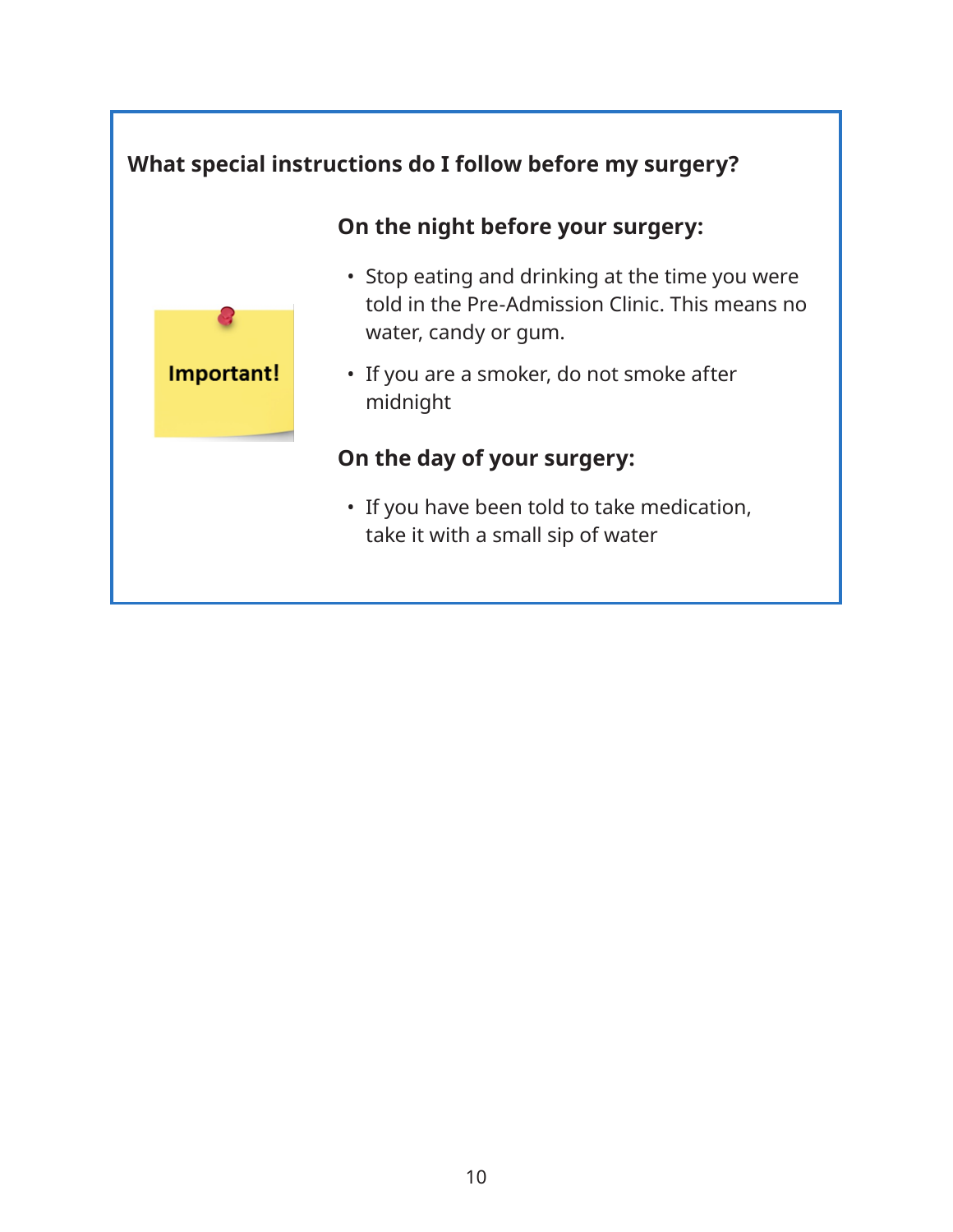## What special instructions do I follow before my surgery?

Important!

### On the night before your surgery:

- Stop eating and drinking at the time you were told in the Pre-Admission Clinic. This means no water, candy or gum.
- If you are a smoker, do not smoke after midnight

### On the day of your surgery:

- If you have been told to take medication, take it with a small sip of water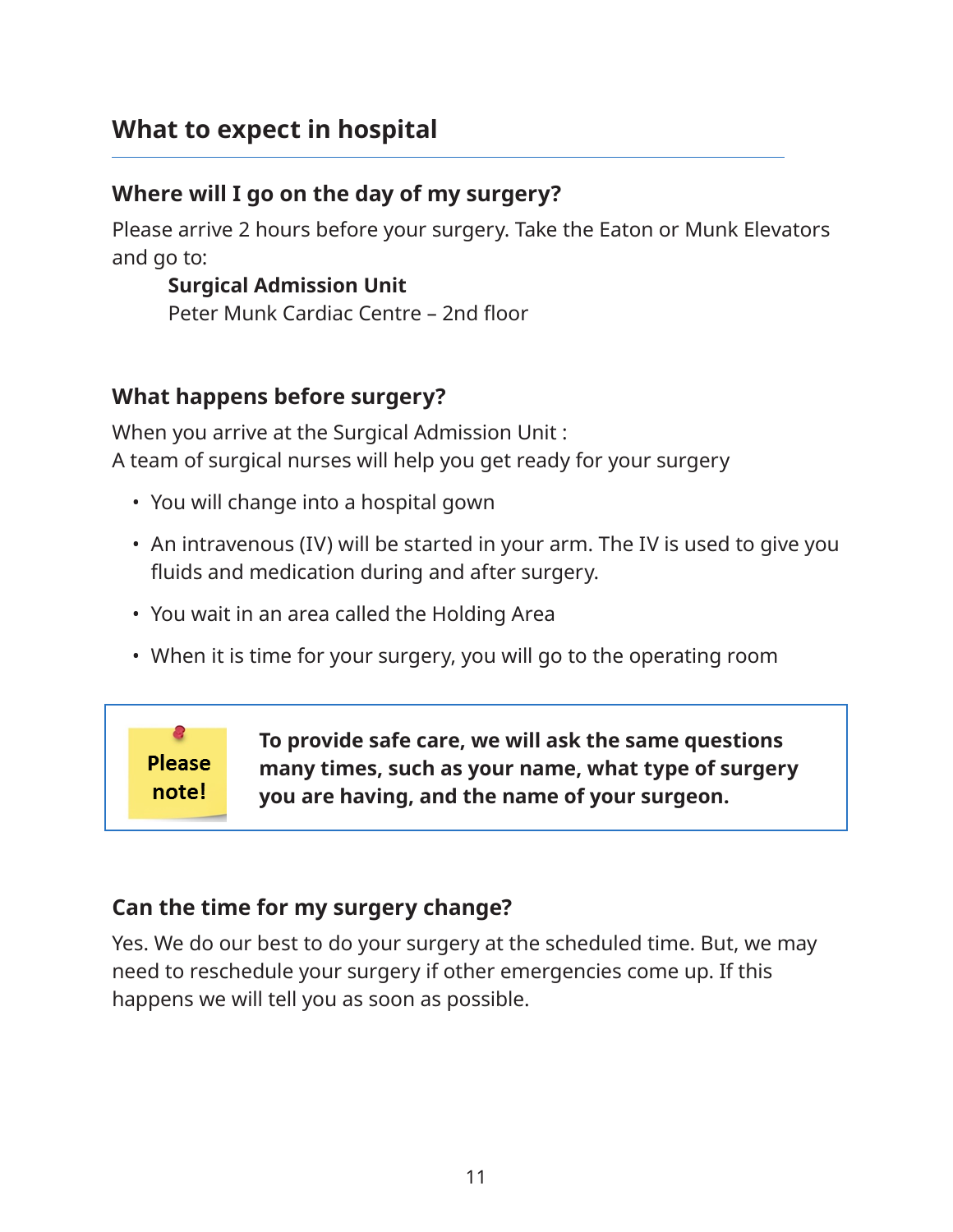## What to expect in hospital

### Where will I go on the day of my surgery?

Please arrive 2 hours before your surgery. Take the Eaton or Munk Elevators and go to:

> **Surgical Admission Unit**
> Peter Munk Cardiac Centre – 2nd floor

### What happens before surgery?

When you arrive at the Surgical Admission Unit :
A team of surgical nurses will help you get ready for your surgery

- You will change into a hospital gown
- An intravenous (IV) will be started in your arm. The IV is used to give you fluids and medication during and after surgery.
- You wait in an area called the Holding Area
- When it is time for your surgery, you will go to the operating room

> **Please note!**
>
> **To provide safe care, we will ask the same questions many times, such as your name, what type of surgery you are having, and the name of your surgeon.**

### Can the time for my surgery change?

Yes. We do our best to do your surgery at the scheduled time. But, we may need to reschedule your surgery if other emergencies come up. If this happens we will tell you as soon as possible.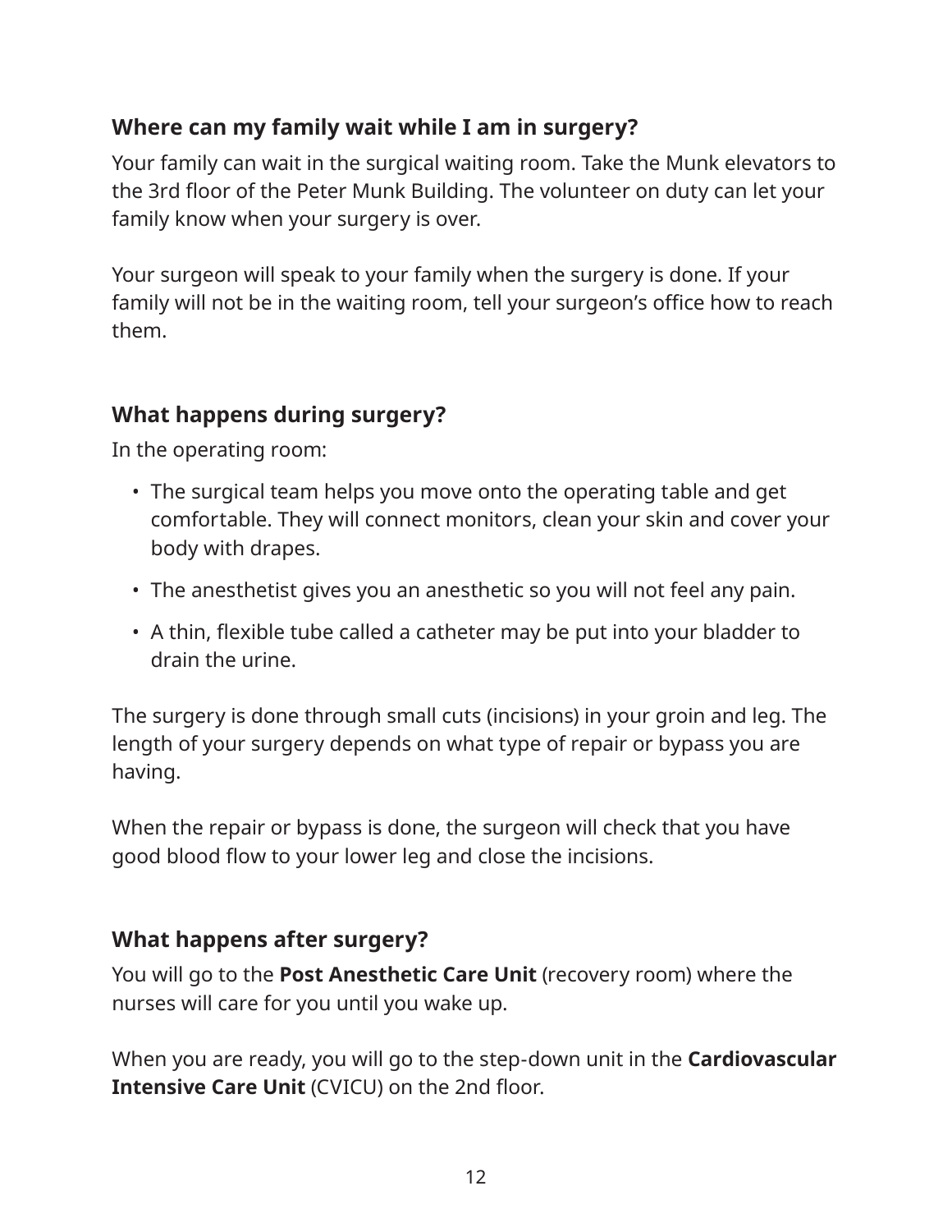## Where can my family wait while I am in surgery?

Your family can wait in the surgical waiting room. Take the Munk elevators to the 3rd floor of the Peter Munk Building. The volunteer on duty can let your family know when your surgery is over.

Your surgeon will speak to your family when the surgery is done. If your family will not be in the waiting room, tell your surgeon's office how to reach them.

## What happens during surgery?

In the operating room:

- The surgical team helps you move onto the operating table and get comfortable. They will connect monitors, clean your skin and cover your body with drapes.
- The anesthetist gives you an anesthetic so you will not feel any pain.
- A thin, flexible tube called a catheter may be put into your bladder to drain the urine.

The surgery is done through small cuts (incisions) in your groin and leg. The length of your surgery depends on what type of repair or bypass you are having.

When the repair or bypass is done, the surgeon will check that you have good blood flow to your lower leg and close the incisions.

## What happens after surgery?

You will go to the **Post Anesthetic Care Unit** (recovery room) where the nurses will care for you until you wake up.

When you are ready, you will go to the step-down unit in the **Cardiovascular Intensive Care Unit** (CVICU) on the 2nd floor.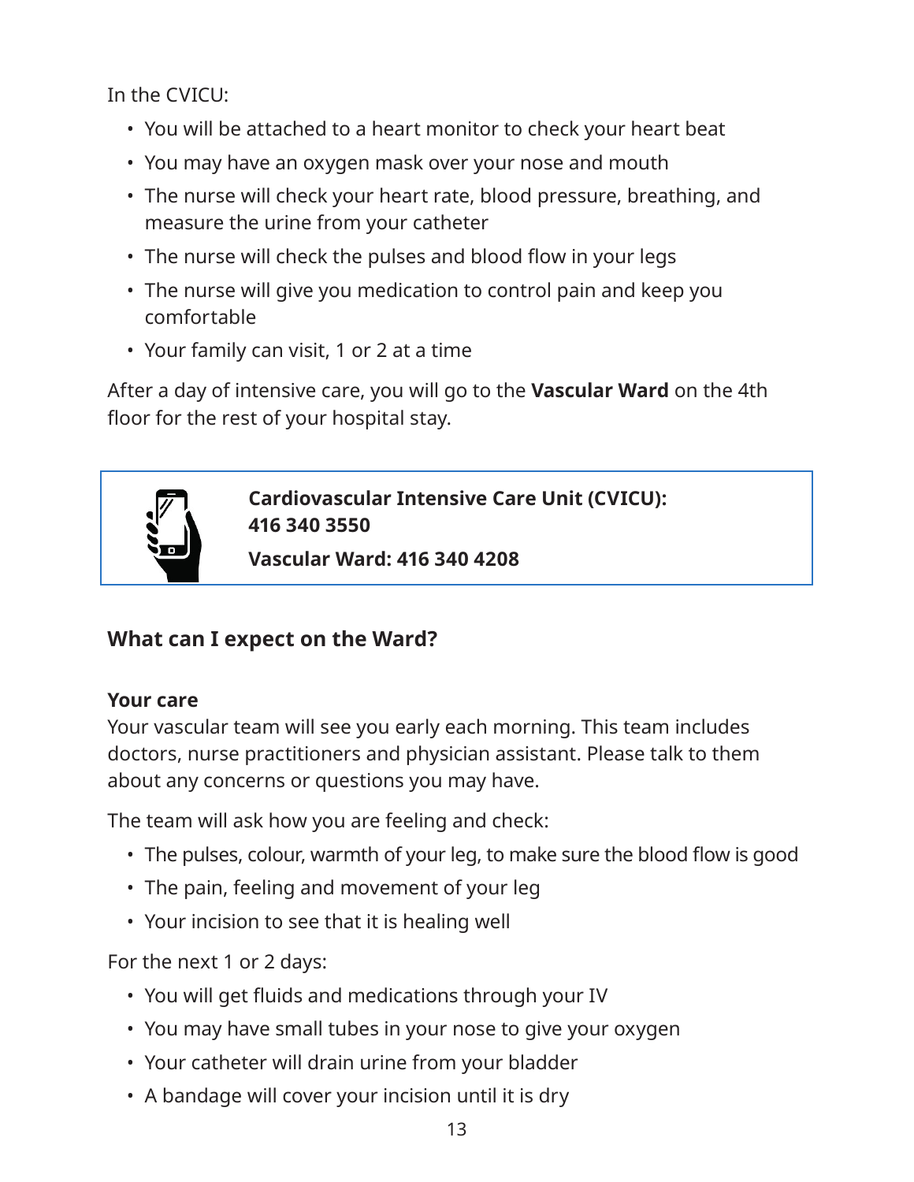In the CVICU:

- You will be attached to a heart monitor to check your heart beat
- You may have an oxygen mask over your nose and mouth
- The nurse will check your heart rate, blood pressure, breathing, and measure the urine from your catheter
- The nurse will check the pulses and blood flow in your legs
- The nurse will give you medication to control pain and keep you comfortable
- Your family can visit, 1 or 2 at a time

After a day of intensive care, you will go to the **Vascular Ward** on the 4th floor for the rest of your hospital stay.

> **Cardiovascular Intensive Care Unit (CVICU): 416 340 3550**
>
> **Vascular Ward: 416 340 4208**

## What can I expect on the Ward?

### Your care

Your vascular team will see you early each morning. This team includes doctors, nurse practitioners and physician assistant. Please talk to them about any concerns or questions you may have.

The team will ask how you are feeling and check:

- The pulses, colour, warmth of your leg, to make sure the blood flow is good
- The pain, feeling and movement of your leg
- Your incision to see that it is healing well

For the next 1 or 2 days:

- You will get fluids and medications through your IV
- You may have small tubes in your nose to give your oxygen
- Your catheter will drain urine from your bladder
- A bandage will cover your incision until it is dry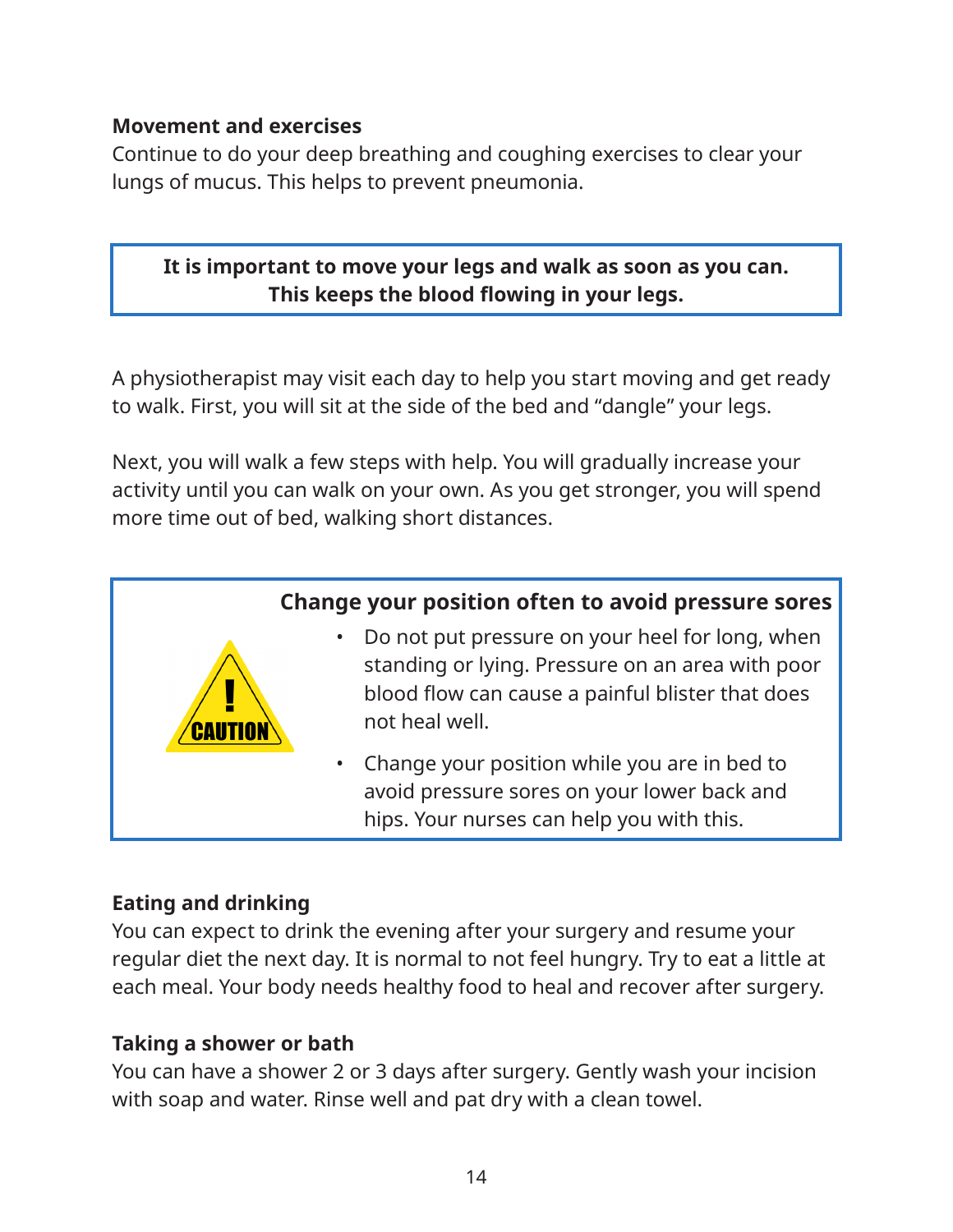### Movement and exercises

Continue to do your deep breathing and coughing exercises to clear your lungs of mucus. This helps to prevent pneumonia.

**It is important to move your legs and walk as soon as you can. This keeps the blood flowing in your legs.**

A physiotherapist may visit each day to help you start moving and get ready to walk. First, you will sit at the side of the bed and "dangle" your legs.

Next, you will walk a few steps with help. You will gradually increase your activity until you can walk on your own. As you get stronger, you will spend more time out of bed, walking short distances.

**Change your position often to avoid pressure sores**

- Do not put pressure on your heel for long, when standing or lying. Pressure on an area with poor blood flow can cause a painful blister that does not heal well.
- Change your position while you are in bed to avoid pressure sores on your lower back and hips. Your nurses can help you with this.

### Eating and drinking

You can expect to drink the evening after your surgery and resume your regular diet the next day. It is normal to not feel hungry. Try to eat a little at each meal. Your body needs healthy food to heal and recover after surgery.

### Taking a shower or bath

You can have a shower 2 or 3 days after surgery. Gently wash your incision with soap and water. Rinse well and pat dry with a clean towel.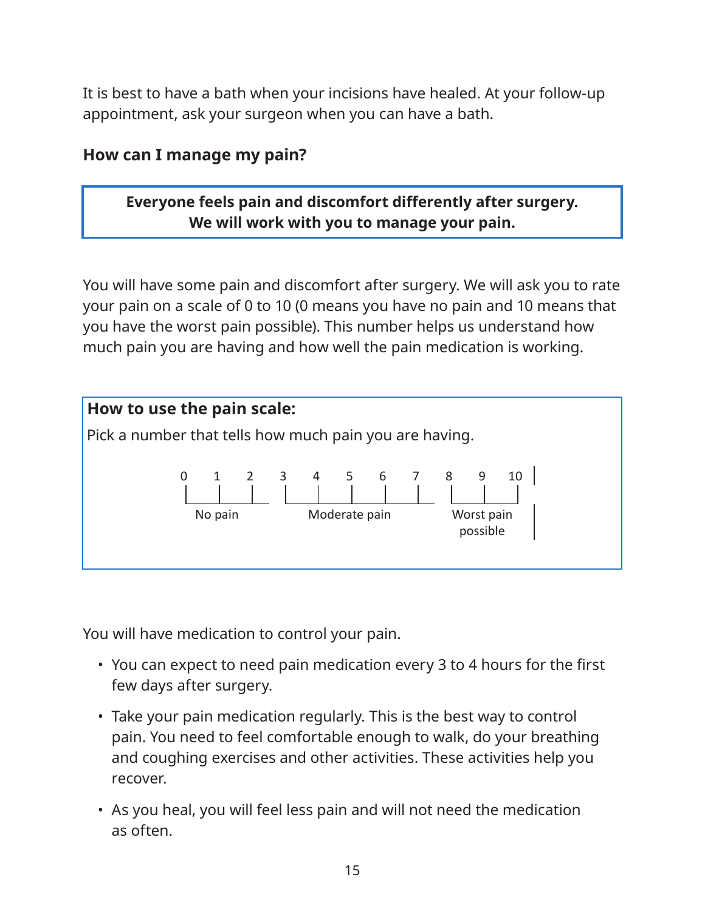It is best to have a bath when your incisions have healed. At your follow-up appointment, ask your surgeon when you can have a bath.

### How can I manage my pain?

**Everyone feels pain and discomfort differently after surgery. We will work with you to manage your pain.**

You will have some pain and discomfort after surgery. We will ask you to rate your pain on a scale of 0 to 10 (0 means you have no pain and 10 means that you have the worst pain possible). This number helps us understand how much pain you are having and how well the pain medication is working.

**How to use the pain scale:**

Pick a number that tells how much pain you are having.

| 0 | 1 | 2 | 3 | 4 | 5 | 6 | 7 | 8 | 9 | 10 |
|---|---|---|---|---|---|---|---|---|---|---|
| | No pain | | | | Moderate pain | | | | Worst pain possible | |

You will have medication to control your pain.

- You can expect to need pain medication every 3 to 4 hours for the first few days after surgery.
- Take your pain medication regularly. This is the best way to control pain. You need to feel comfortable enough to walk, do your breathing and coughing exercises and other activities. These activities help you recover.
- As you heal, you will feel less pain and will not need the medication as often.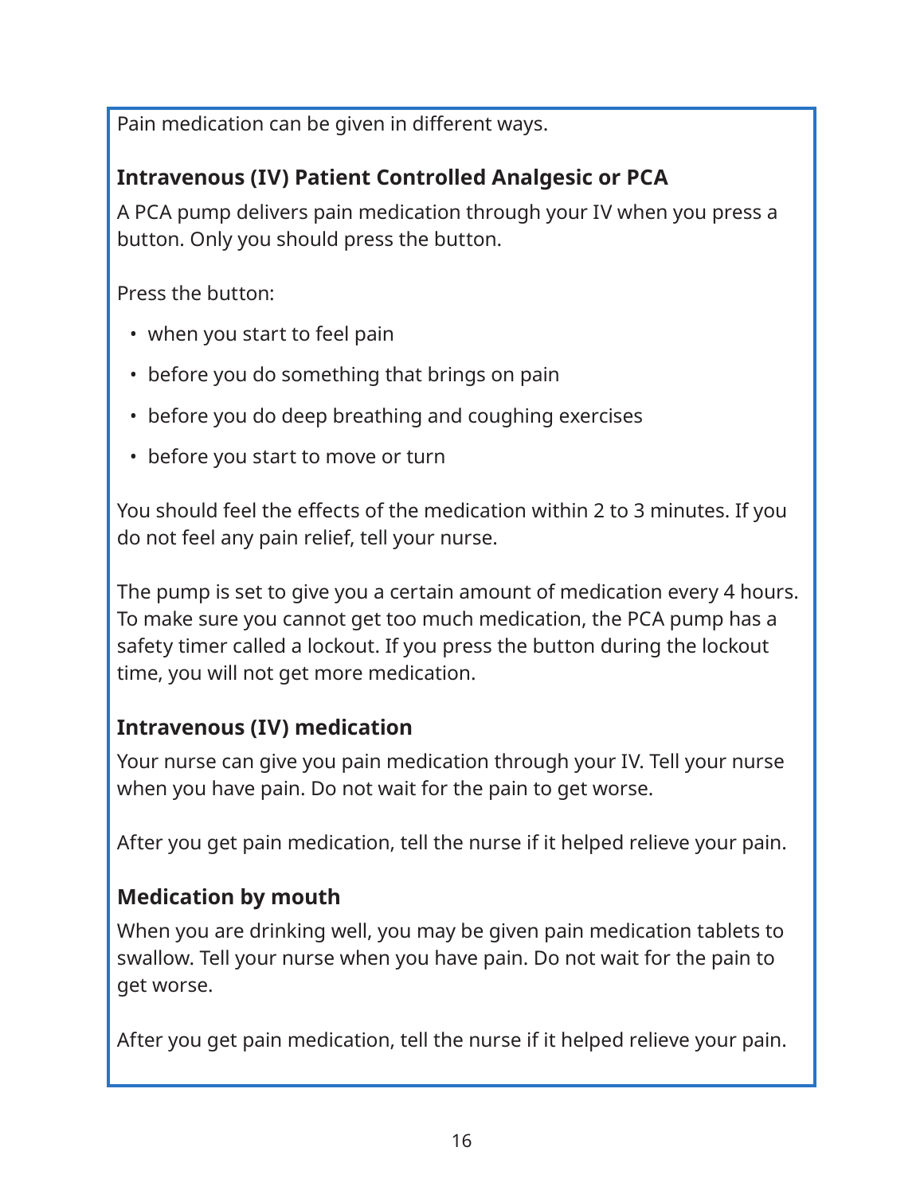Pain medication can be given in different ways.

### Intravenous (IV) Patient Controlled Analgesic or PCA

A PCA pump delivers pain medication through your IV when you press a button. Only you should press the button.

Press the button:

- when you start to feel pain
- before you do something that brings on pain
- before you do deep breathing and coughing exercises
- before you start to move or turn

You should feel the effects of the medication within 2 to 3 minutes. If you do not feel any pain relief, tell your nurse.

The pump is set to give you a certain amount of medication every 4 hours. To make sure you cannot get too much medication, the PCA pump has a safety timer called a lockout. If you press the button during the lockout time, you will not get more medication.

### Intravenous (IV) medication

Your nurse can give you pain medication through your IV. Tell your nurse when you have pain. Do not wait for the pain to get worse.

After you get pain medication, tell the nurse if it helped relieve your pain.

### Medication by mouth

When you are drinking well, you may be given pain medication tablets to swallow. Tell your nurse when you have pain. Do not wait for the pain to get worse.

After you get pain medication, tell the nurse if it helped relieve your pain.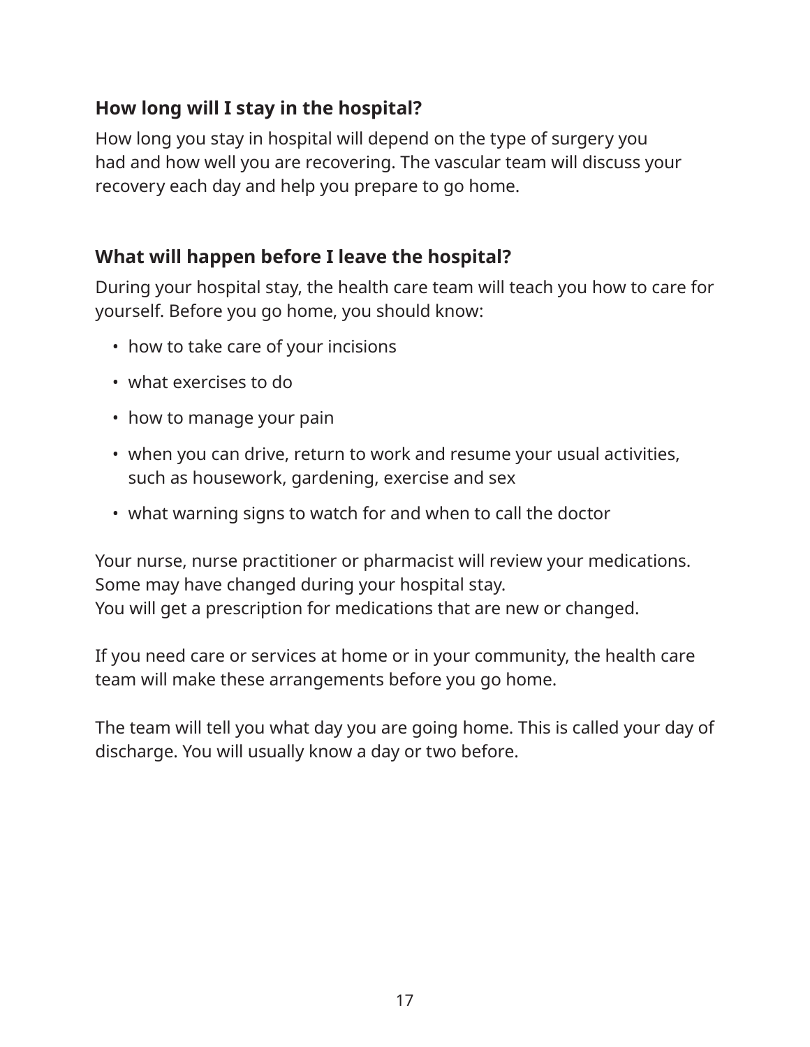## How long will I stay in the hospital?

How long you stay in hospital will depend on the type of surgery you had and how well you are recovering. The vascular team will discuss your recovery each day and help you prepare to go home.

## What will happen before I leave the hospital?

During your hospital stay, the health care team will teach you how to care for yourself. Before you go home, you should know:

- how to take care of your incisions
- what exercises to do
- how to manage your pain
- when you can drive, return to work and resume your usual activities, such as housework, gardening, exercise and sex
- what warning signs to watch for and when to call the doctor

Your nurse, nurse practitioner or pharmacist will review your medications. Some may have changed during your hospital stay.
You will get a prescription for medications that are new or changed.

If you need care or services at home or in your community, the health care team will make these arrangements before you go home.

The team will tell you what day you are going home. This is called your day of discharge. You will usually know a day or two before.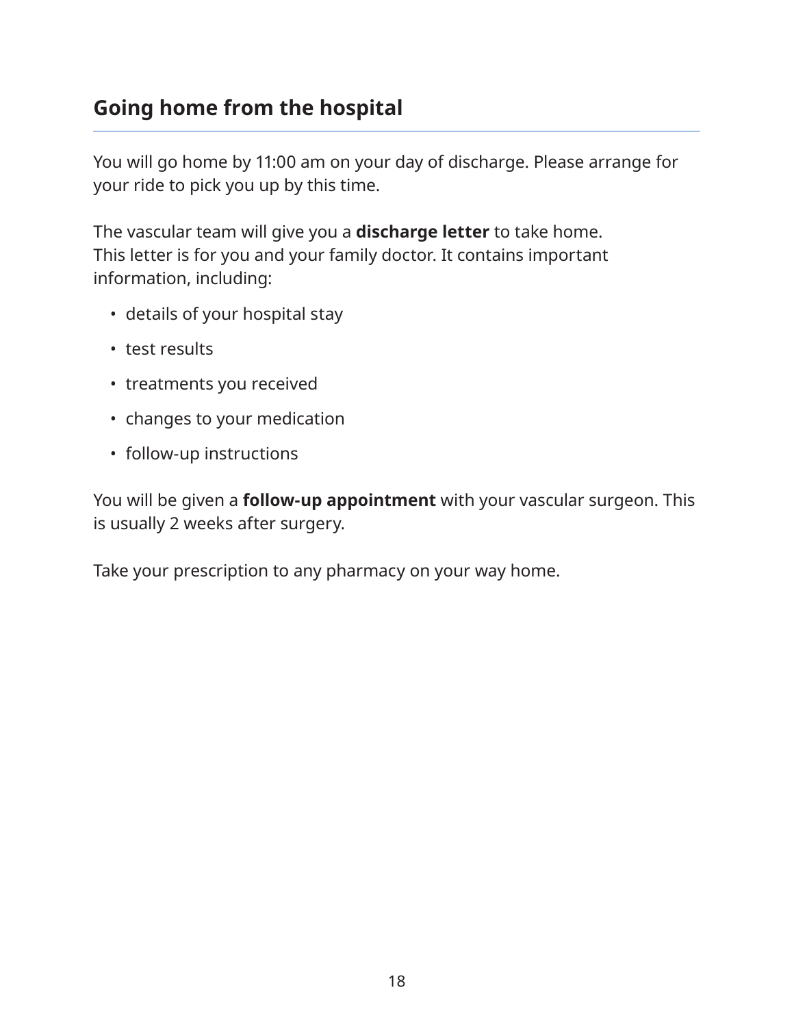## Going home from the hospital

You will go home by 11:00 am on your day of discharge. Please arrange for your ride to pick you up by this time.

The vascular team will give you a **discharge letter** to take home. This letter is for you and your family doctor. It contains important information, including:

- details of your hospital stay
- test results
- treatments you received
- changes to your medication
- follow-up instructions

You will be given a **follow-up appointment** with your vascular surgeon. This is usually 2 weeks after surgery.

Take your prescription to any pharmacy on your way home.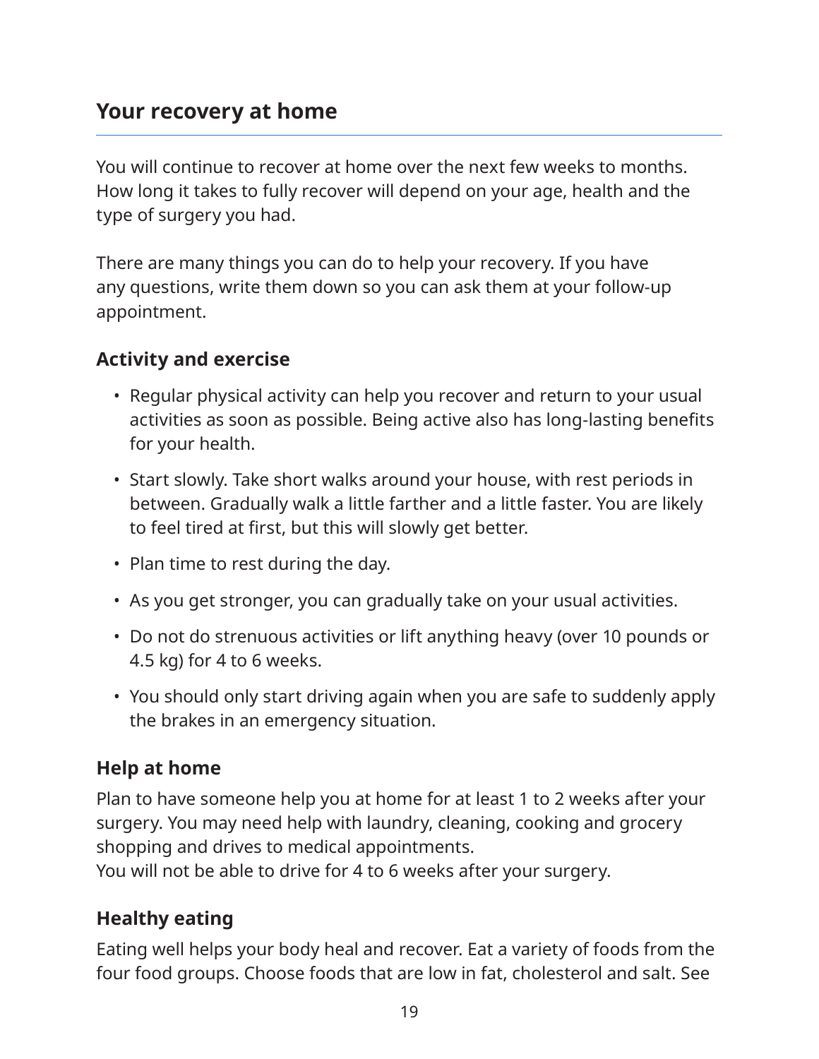## Your recovery at home

You will continue to recover at home over the next few weeks to months. How long it takes to fully recover will depend on your age, health and the type of surgery you had.

There are many things you can do to help your recovery. If you have any questions, write them down so you can ask them at your follow-up appointment.

### Activity and exercise

- Regular physical activity can help you recover and return to your usual activities as soon as possible. Being active also has long-lasting benefits for your health.
- Start slowly. Take short walks around your house, with rest periods in between. Gradually walk a little farther and a little faster. You are likely to feel tired at first, but this will slowly get better.
- Plan time to rest during the day.
- As you get stronger, you can gradually take on your usual activities.
- Do not do strenuous activities or lift anything heavy (over 10 pounds or 4.5 kg) for 4 to 6 weeks.
- You should only start driving again when you are safe to suddenly apply the brakes in an emergency situation.

### Help at home

Plan to have someone help you at home for at least 1 to 2 weeks after your surgery. You may need help with laundry, cleaning, cooking and grocery shopping and drives to medical appointments.
You will not be able to drive for 4 to 6 weeks after your surgery.

### Healthy eating

Eating well helps your body heal and recover. Eat a variety of foods from the four food groups. Choose foods that are low in fat, cholesterol and salt. See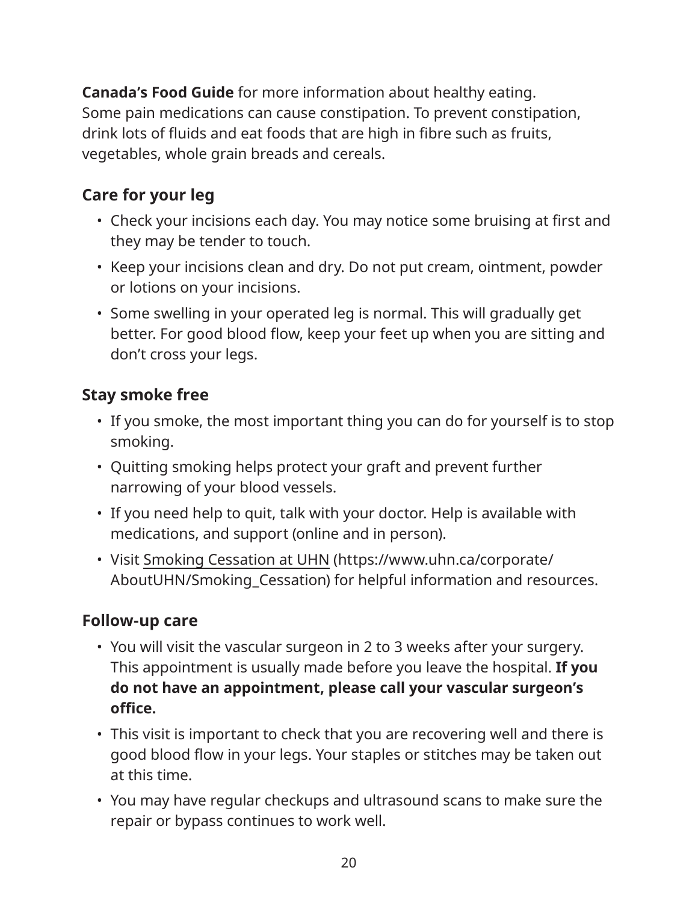**Canada’s Food Guide** for more information about healthy eating.
Some pain medications can cause constipation. To prevent constipation, drink lots of fluids and eat foods that are high in fibre such as fruits, vegetables, whole grain breads and cereals.

### Care for your leg

- Check your incisions each day. You may notice some bruising at first and they may be tender to touch.
- Keep your incisions clean and dry. Do not put cream, ointment, powder or lotions on your incisions.
- Some swelling in your operated leg is normal. This will gradually get better. For good blood flow, keep your feet up when you are sitting and don’t cross your legs.

### Stay smoke free

- If you smoke, the most important thing you can do for yourself is to stop smoking.
- Quitting smoking helps protect your graft and prevent further narrowing of your blood vessels.
- If you need help to quit, talk with your doctor. Help is available with medications, and support (online and in person).
- Visit Smoking Cessation at UHN (https://www.uhn.ca/corporate/AboutUHN/Smoking_Cessation) for helpful information and resources.

### Follow-up care

- You will visit the vascular surgeon in 2 to 3 weeks after your surgery. This appointment is usually made before you leave the hospital. **If you do not have an appointment, please call your vascular surgeon’s office.**
- This visit is important to check that you are recovering well and there is good blood flow in your legs. Your staples or stitches may be taken out at this time.
- You may have regular checkups and ultrasound scans to make sure the repair or bypass continues to work well.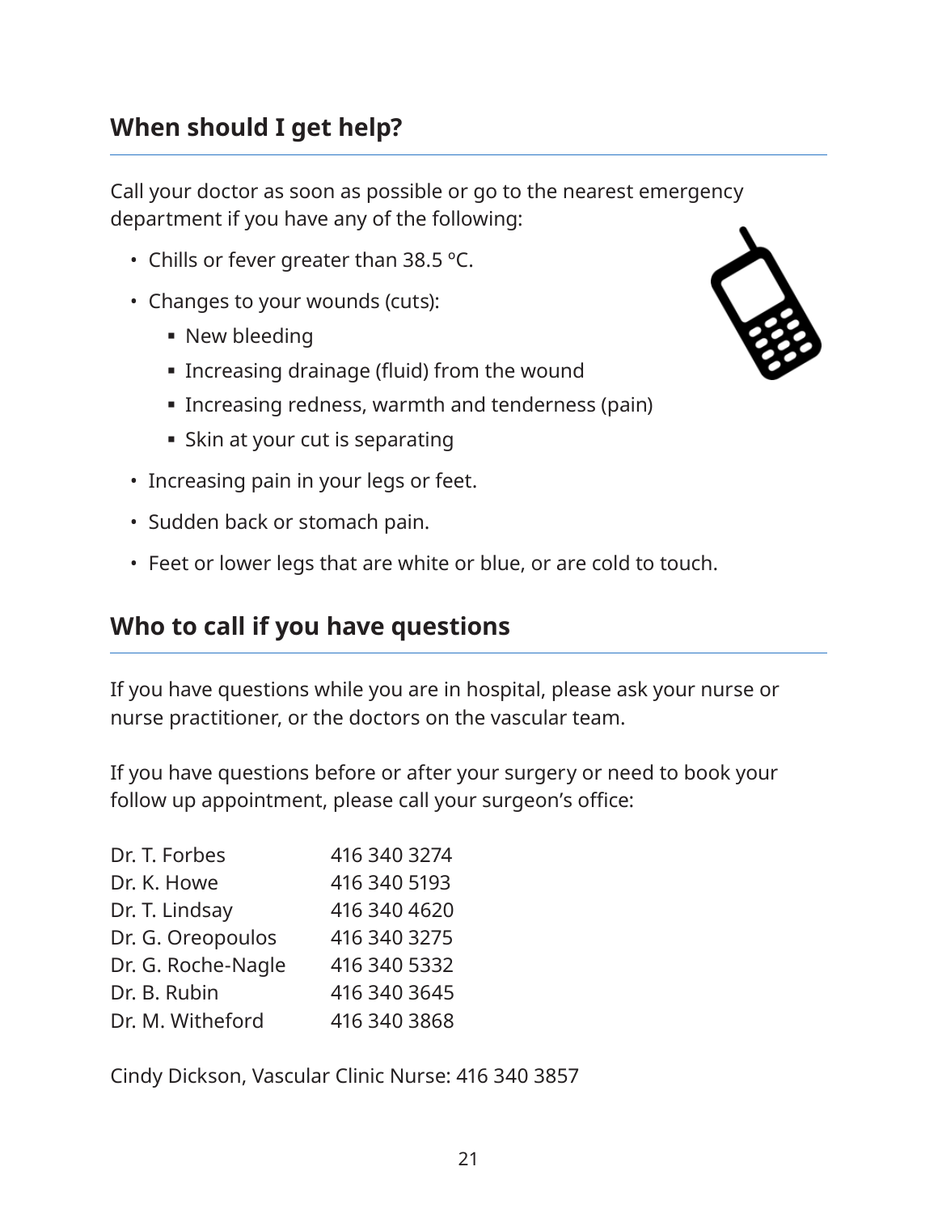## When should I get help?

Call your doctor as soon as possible or go to the nearest emergency department if you have any of the following:

- Chills or fever greater than 38.5 ºC.
- Changes to your wounds (cuts):
  - New bleeding
  - Increasing drainage (fluid) from the wound
  - Increasing redness, warmth and tenderness (pain)
  - Skin at your cut is separating
- Increasing pain in your legs or feet.
- Sudden back or stomach pain.
- Feet or lower legs that are white or blue, or are cold to touch.

## Who to call if you have questions

If you have questions while you are in hospital, please ask your nurse or nurse practitioner, or the doctors on the vascular team.

If you have questions before or after your surgery or need to book your follow up appointment, please call your surgeon's office:

| | |
|---|---|
| Dr. T. Forbes | 416 340 3274 |
| Dr. K. Howe | 416 340 5193 |
| Dr. T. Lindsay | 416 340 4620 |
| Dr. G. Oreopoulos | 416 340 3275 |
| Dr. G. Roche-Nagle | 416 340 5332 |
| Dr. B. Rubin | 416 340 3645 |
| Dr. M. Witheford | 416 340 3868 |

Cindy Dickson, Vascular Clinic Nurse: 416 340 3857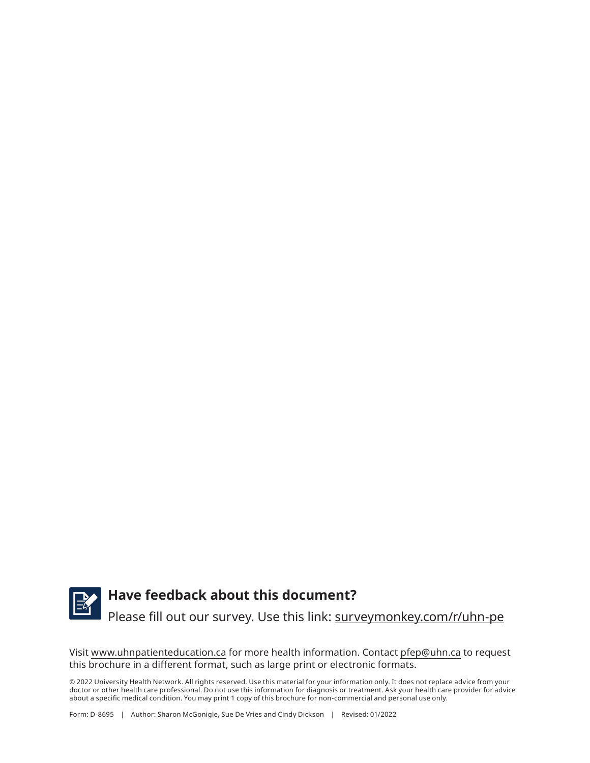**Have feedback about this document?**

Please fill out our survey. Use this link: surveymonkey.com/r/uhn-pe

Visit www.uhnpatienteducation.ca for more health information. Contact pfep@uhn.ca to request this brochure in a different format, such as large print or electronic formats.

© 2022 University Health Network. All rights reserved. Use this material for your information only. It does not replace advice from your doctor or other health care professional. Do not use this information for diagnosis or treatment. Ask your health care provider for advice about a specific medical condition. You may print 1 copy of this brochure for non-commercial and personal use only.

Form: D-8695 | Author: Sharon McGonigle, Sue De Vries and Cindy Dickson | Revised: 01/2022